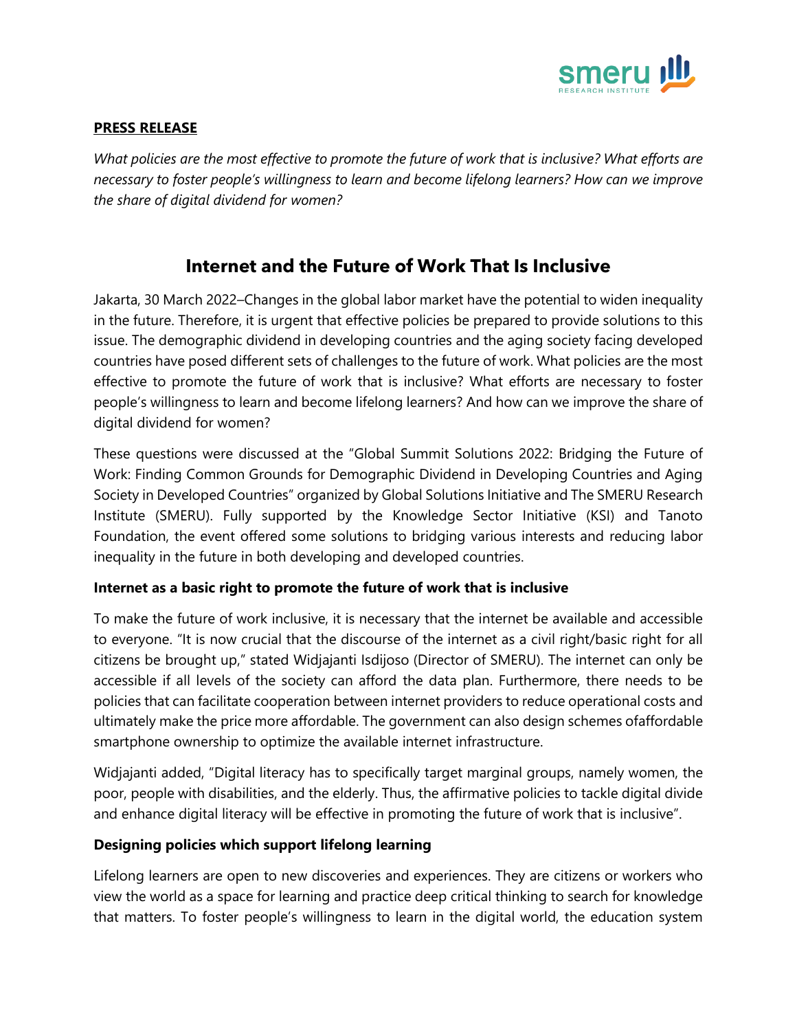**PRESS RELEASE**

*What policies are the most effective to promote the future of work that is inclusive? What efforts are necessary to foster people's willingness to learn and become lifelong learners? How can we improve the share of digital dividend for women?*

# Internet and the Future of Work That Is Inclusive

Jakarta, 30 March 2022–Changes in the global labor market have the potential to widen inequality in the future. Therefore, it is urgent that effective policies be prepared to provide solutions to this issue. The demographic dividend in developing countries and the aging society facing developed countries have posed different sets of challenges to the future of work. What policies are the most effective to promote the future of work that is inclusive? What efforts are necessary to foster people's willingness to learn and become lifelong learners? And how can we improve the share of digital dividend for women?

These questions were discussed at the "Global Summit Solutions 2022: Bridging the Future of Work: Finding Common Grounds for Demographic Dividend in Developing Countries and Aging Society in Developed Countries" organized by Global Solutions Initiative and The SMERU Research Institute (SMERU). Fully supported by the Knowledge Sector Initiative (KSI) and Tanoto Foundation, the event offered some solutions to bridging various interests and reducing labor inequality in the future in both developing and developed countries.

**Internet as a basic right to promote the future of work that is inclusive**

To make the future of work inclusive, it is necessary that the internet be available and accessible to everyone. "It is now crucial that the discourse of the internet as a civil right/basic right for all citizens be brought up," stated Widjajanti Isdijoso (Director of SMERU). The internet can only be accessible if all levels of the society can afford the data plan. Furthermore, there needs to be policies that can facilitate cooperation between internet providers to reduce operational costs and ultimately make the price more affordable. The government can also design schemes ofaffordable smartphone ownership to optimize the available internet infrastructure.

Widjajanti added, "Digital literacy has to specifically target marginal groups, namely women, the poor, people with disabilities, and the elderly. Thus, the affirmative policies to tackle digital divide and enhance digital literacy will be effective in promoting the future of work that is inclusive".

**Designing policies which support lifelong learning**

Lifelong learners are open to new discoveries and experiences. They are citizens or workers who view the world as a space for learning and practice deep critical thinking to search for knowledge that matters. To foster people's willingness to learn in the digital world, the education system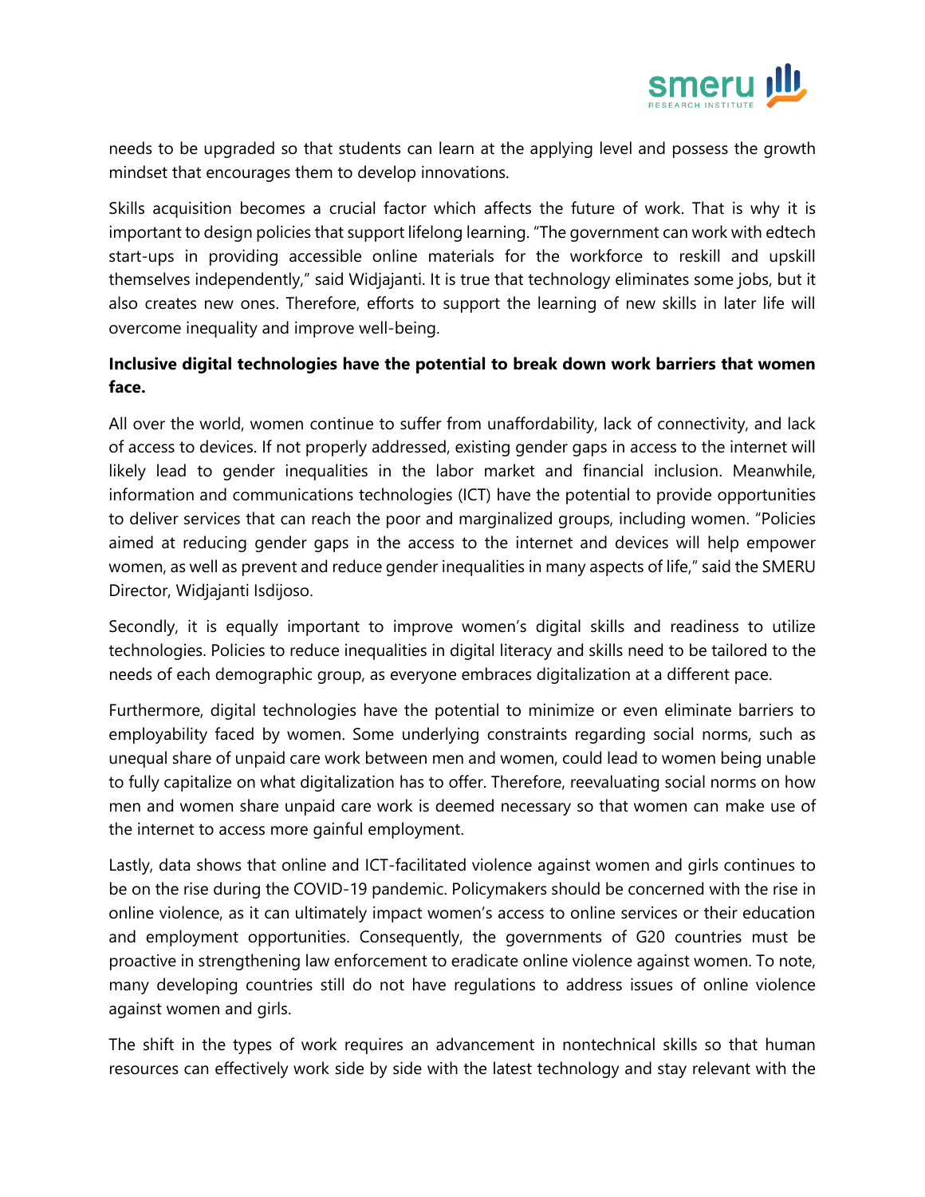needs to be upgraded so that students can learn at the applying level and possess the growth mindset that encourages them to develop innovations.

Skills acquisition becomes a crucial factor which affects the future of work. That is why it is important to design policies that support lifelong learning. "The government can work with edtech start-ups in providing accessible online materials for the workforce to reskill and upskill themselves independently," said Widjajanti. It is true that technology eliminates some jobs, but it also creates new ones. Therefore, efforts to support the learning of new skills in later life will overcome inequality and improve well-being.

**Inclusive digital technologies have the potential to break down work barriers that women face.**

All over the world, women continue to suffer from unaffordability, lack of connectivity, and lack of access to devices. If not properly addressed, existing gender gaps in access to the internet will likely lead to gender inequalities in the labor market and financial inclusion. Meanwhile, information and communications technologies (ICT) have the potential to provide opportunities to deliver services that can reach the poor and marginalized groups, including women. "Policies aimed at reducing gender gaps in the access to the internet and devices will help empower women, as well as prevent and reduce gender inequalities in many aspects of life," said the SMERU Director, Widjajanti Isdijoso.

Secondly, it is equally important to improve women's digital skills and readiness to utilize technologies. Policies to reduce inequalities in digital literacy and skills need to be tailored to the needs of each demographic group, as everyone embraces digitalization at a different pace.

Furthermore, digital technologies have the potential to minimize or even eliminate barriers to employability faced by women. Some underlying constraints regarding social norms, such as unequal share of unpaid care work between men and women, could lead to women being unable to fully capitalize on what digitalization has to offer. Therefore, reevaluating social norms on how men and women share unpaid care work is deemed necessary so that women can make use of the internet to access more gainful employment.

Lastly, data shows that online and ICT-facilitated violence against women and girls continues to be on the rise during the COVID-19 pandemic. Policymakers should be concerned with the rise in online violence, as it can ultimately impact women's access to online services or their education and employment opportunities. Consequently, the governments of G20 countries must be proactive in strengthening law enforcement to eradicate online violence against women. To note, many developing countries still do not have regulations to address issues of online violence against women and girls.

The shift in the types of work requires an advancement in nontechnical skills so that human resources can effectively work side by side with the latest technology and stay relevant with the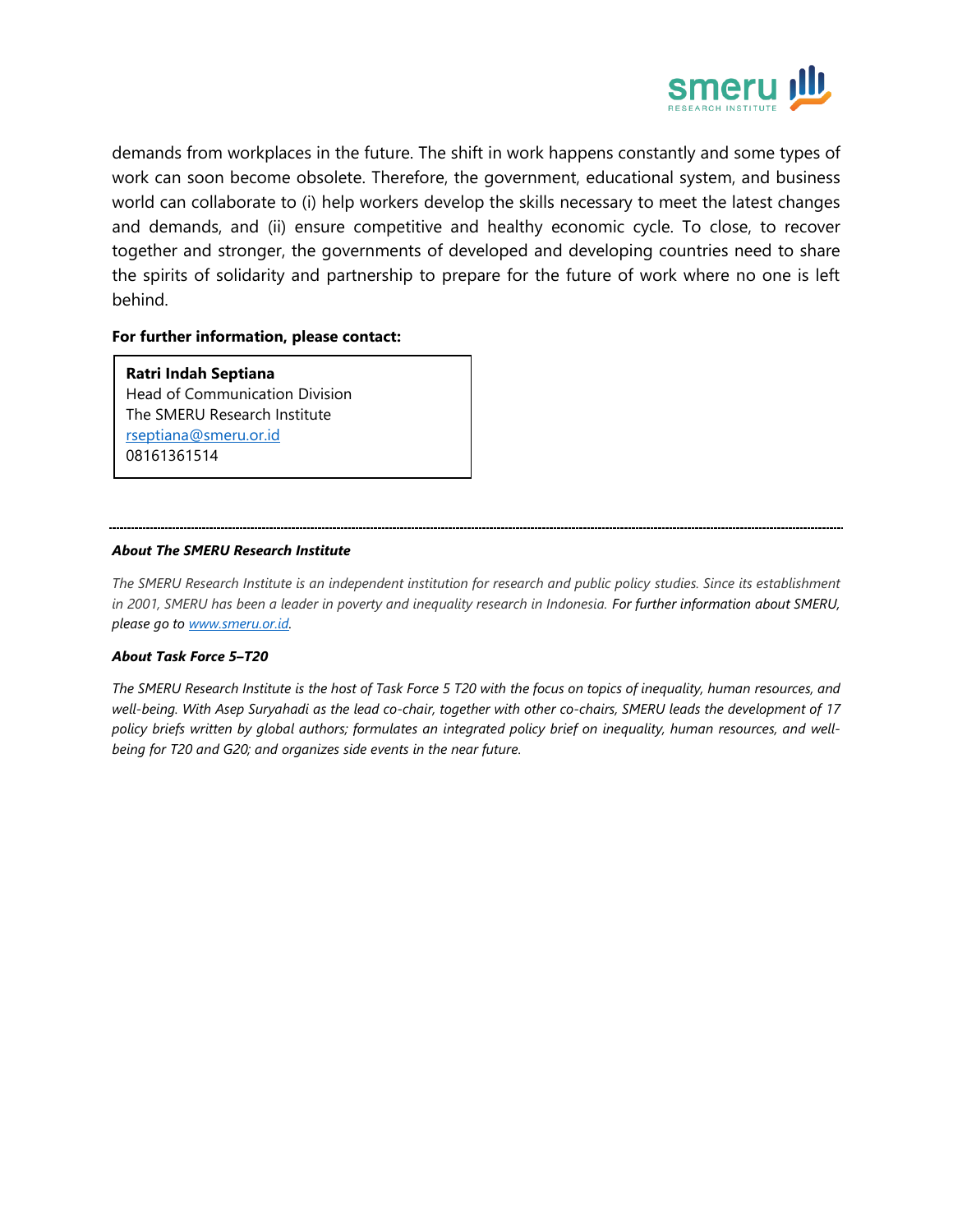demands from workplaces in the future. The shift in work happens constantly and some types of work can soon become obsolete. Therefore, the government, educational system, and business world can collaborate to (i) help workers develop the skills necessary to meet the latest changes and demands, and (ii) ensure competitive and healthy economic cycle. To close, to recover together and stronger, the governments of developed and developing countries need to share the spirits of solidarity and partnership to prepare for the future of work where no one is left behind.

**For further information, please contact:**

**Ratri Indah Septiana**
Head of Communication Division
The SMERU Research Institute
rseptiana@smeru.or.id
08161361514

---

***About The SMERU Research Institute***

*The SMERU Research Institute is an independent institution for research and public policy studies. Since its establishment in 2001, SMERU has been a leader in poverty and inequality research in Indonesia. For further information about SMERU, please go to www.smeru.or.id.*

***About Task Force 5–T20***

*The SMERU Research Institute is the host of Task Force 5 T20 with the focus on topics of inequality, human resources, and well-being. With Asep Suryahadi as the lead co-chair, together with other co-chairs, SMERU leads the development of 17 policy briefs written by global authors; formulates an integrated policy brief on inequality, human resources, and well-being for T20 and G20; and organizes side events in the near future.*